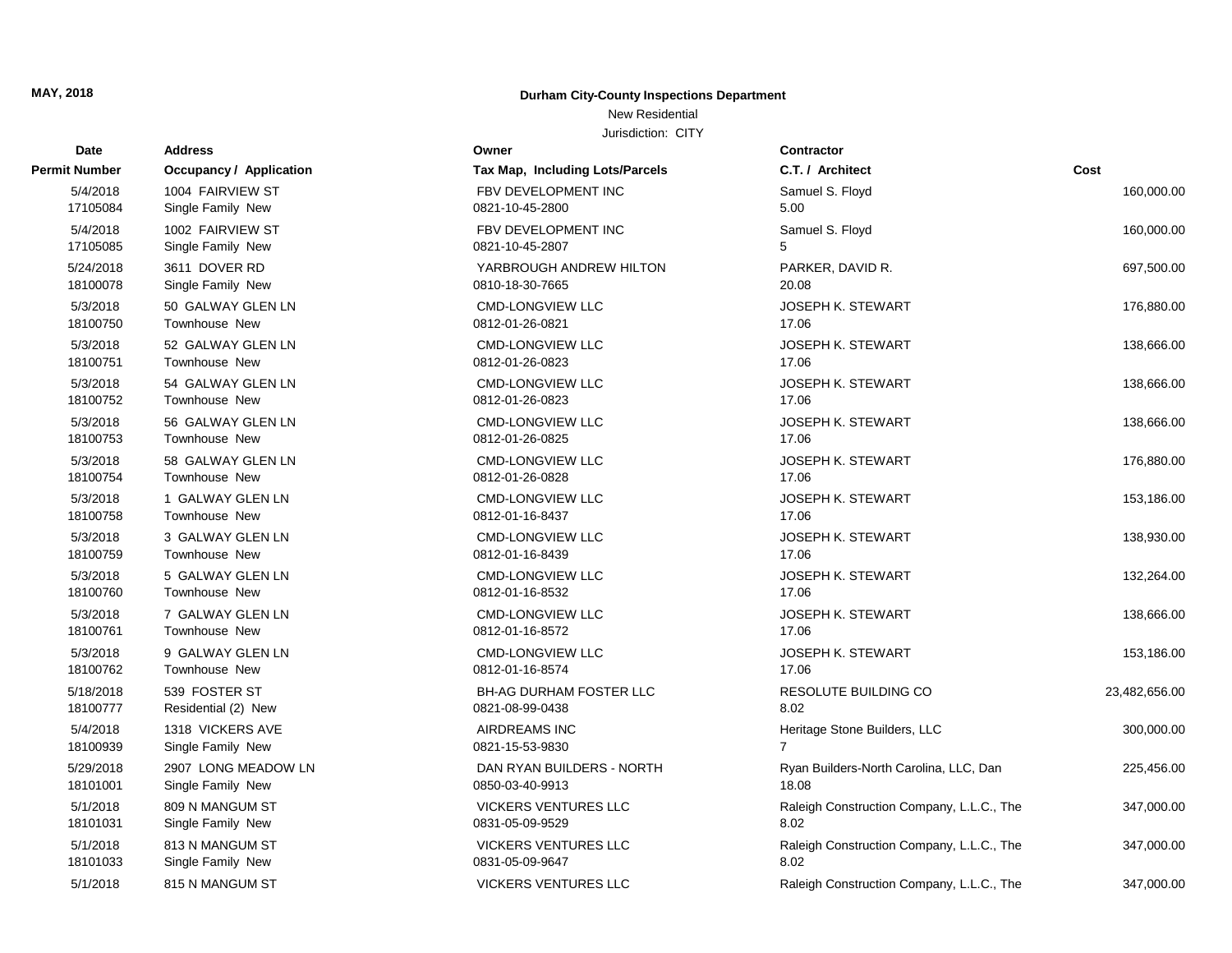**MAY, 2018**

**Durham City-County Inspections Department**

New Residential

Jurisdiction: CITY

| Date<br>Permit Number | Address<br>Occupancy / Application | Owner<br>Tax Map, Including Lots/Parcels | Contractor<br>C.T. / Architect | Cost |
|---|---|---|---|---|
| 5/4/2018<br>17105084 | 1004 FAIRVIEW ST<br>Single Family New | FBV DEVELOPMENT INC<br>0821-10-45-2800 | Samuel S. Floyd<br>5.00 | 160,000.00 |
| 5/4/2018<br>17105085 | 1002 FAIRVIEW ST<br>Single Family New | FBV DEVELOPMENT INC<br>0821-10-45-2807 | Samuel S. Floyd<br>5 | 160,000.00 |
| 5/24/2018<br>18100078 | 3611 DOVER RD<br>Single Family New | YARBROUGH ANDREW HILTON<br>0810-18-30-7665 | PARKER, DAVID R.<br>20.08 | 697,500.00 |
| 5/3/2018<br>18100750 | 50 GALWAY GLEN LN<br>Townhouse New | CMD-LONGVIEW LLC<br>0812-01-26-0821 | JOSEPH K. STEWART<br>17.06 | 176,880.00 |
| 5/3/2018<br>18100751 | 52 GALWAY GLEN LN<br>Townhouse New | CMD-LONGVIEW LLC<br>0812-01-26-0823 | JOSEPH K. STEWART<br>17.06 | 138,666.00 |
| 5/3/2018<br>18100752 | 54 GALWAY GLEN LN<br>Townhouse New | CMD-LONGVIEW LLC<br>0812-01-26-0823 | JOSEPH K. STEWART<br>17.06 | 138,666.00 |
| 5/3/2018<br>18100753 | 56 GALWAY GLEN LN<br>Townhouse New | CMD-LONGVIEW LLC<br>0812-01-26-0825 | JOSEPH K. STEWART<br>17.06 | 138,666.00 |
| 5/3/2018<br>18100754 | 58 GALWAY GLEN LN<br>Townhouse New | CMD-LONGVIEW LLC<br>0812-01-26-0828 | JOSEPH K. STEWART<br>17.06 | 176,880.00 |
| 5/3/2018<br>18100758 | 1 GALWAY GLEN LN<br>Townhouse New | CMD-LONGVIEW LLC<br>0812-01-16-8437 | JOSEPH K. STEWART<br>17.06 | 153,186.00 |
| 5/3/2018<br>18100759 | 3 GALWAY GLEN LN<br>Townhouse New | CMD-LONGVIEW LLC<br>0812-01-16-8439 | JOSEPH K. STEWART<br>17.06 | 138,930.00 |
| 5/3/2018<br>18100760 | 5 GALWAY GLEN LN<br>Townhouse New | CMD-LONGVIEW LLC<br>0812-01-16-8532 | JOSEPH K. STEWART<br>17.06 | 132,264.00 |
| 5/3/2018<br>18100761 | 7 GALWAY GLEN LN<br>Townhouse New | CMD-LONGVIEW LLC<br>0812-01-16-8572 | JOSEPH K. STEWART<br>17.06 | 138,666.00 |
| 5/3/2018<br>18100762 | 9 GALWAY GLEN LN<br>Townhouse New | CMD-LONGVIEW LLC<br>0812-01-16-8574 | JOSEPH K. STEWART<br>17.06 | 153,186.00 |
| 5/18/2018<br>18100777 | 539 FOSTER ST<br>Residential (2) New | BH-AG DURHAM FOSTER LLC<br>0821-08-99-0438 | RESOLUTE BUILDING CO<br>8.02 | 23,482,656.00 |
| 5/4/2018<br>18100939 | 1318 VICKERS AVE<br>Single Family New | AIRDREAMS INC<br>0821-15-53-9830 | Heritage Stone Builders, LLC<br>7 | 300,000.00 |
| 5/29/2018<br>18101001 | 2907 LONG MEADOW LN<br>Single Family New | DAN RYAN BUILDERS - NORTH<br>0850-03-40-9913 | Ryan Builders-North Carolina, LLC, Dan<br>18.08 | 225,456.00 |
| 5/1/2018<br>18101031 | 809 N MANGUM ST<br>Single Family New | VICKERS VENTURES LLC<br>0831-05-09-9529 | Raleigh Construction Company, L.L.C., The<br>8.02 | 347,000.00 |
| 5/1/2018<br>18101033 | 813 N MANGUM ST<br>Single Family New | VICKERS VENTURES LLC<br>0831-05-09-9647 | Raleigh Construction Company, L.L.C., The<br>8.02 | 347,000.00 |
| 5/1/2018 | 815 N MANGUM ST | VICKERS VENTURES LLC | Raleigh Construction Company, L.L.C., The | 347,000.00 |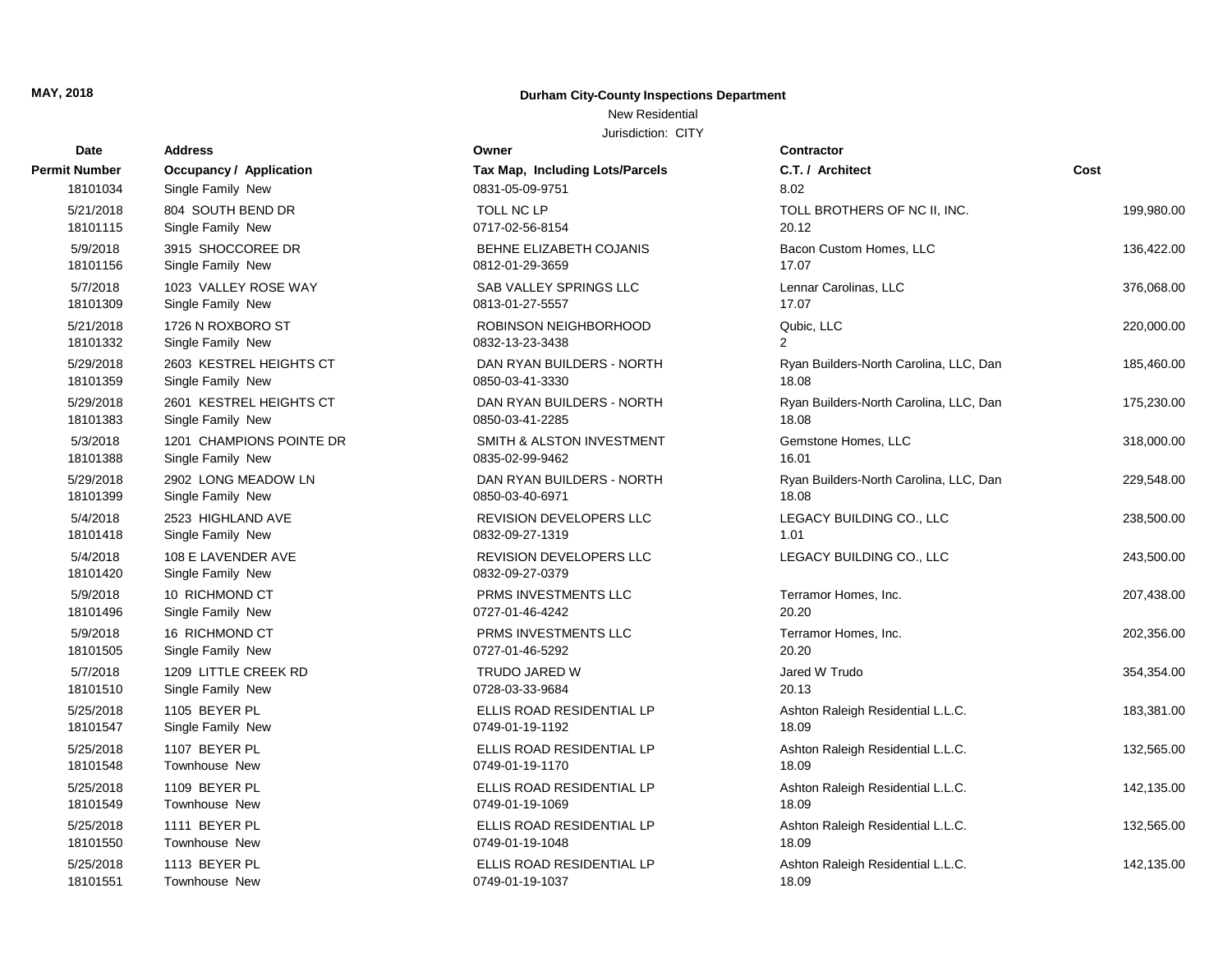**MAY, 2018**

**Durham City-County Inspections Department**

New Residential

Jurisdiction: CITY

| Date / Permit Number | Address / Occupancy / Application | Owner / Tax Map, Including Lots/Parcels | Contractor / C.T. / Architect | Cost |
|---|---|---|---|---|
| 18101034 | Single Family New | 0831-05-09-9751 | 8.02 | |
| 5/21/2018 | 804 SOUTH BEND DR | TOLL NC LP | TOLL BROTHERS OF NC II, INC. | 199,980.00 |
| 18101115 | Single Family New | 0717-02-56-8154 | 20.12 | |
| 5/9/2018 | 3915 SHOCCOREE DR | BEHNE ELIZABETH COJANIS | Bacon Custom Homes, LLC | 136,422.00 |
| 18101156 | Single Family New | 0812-01-29-3659 | 17.07 | |
| 5/7/2018 | 1023 VALLEY ROSE WAY | SAB VALLEY SPRINGS LLC | Lennar Carolinas, LLC | 376,068.00 |
| 18101309 | Single Family New | 0813-01-27-5557 | 17.07 | |
| 5/21/2018 | 1726 N ROXBORO ST | ROBINSON NEIGHBORHOOD | Qubic, LLC | 220,000.00 |
| 18101332 | Single Family New | 0832-13-23-3438 | 2 | |
| 5/29/2018 | 2603 KESTREL HEIGHTS CT | DAN RYAN BUILDERS - NORTH | Ryan Builders-North Carolina, LLC, Dan | 185,460.00 |
| 18101359 | Single Family New | 0850-03-41-3330 | 18.08 | |
| 5/29/2018 | 2601 KESTREL HEIGHTS CT | DAN RYAN BUILDERS - NORTH | Ryan Builders-North Carolina, LLC, Dan | 175,230.00 |
| 18101383 | Single Family New | 0850-03-41-2285 | 18.08 | |
| 5/3/2018 | 1201 CHAMPIONS POINTE DR | SMITH & ALSTON INVESTMENT | Gemstone Homes, LLC | 318,000.00 |
| 18101388 | Single Family New | 0835-02-99-9462 | 16.01 | |
| 5/29/2018 | 2902 LONG MEADOW LN | DAN RYAN BUILDERS - NORTH | Ryan Builders-North Carolina, LLC, Dan | 229,548.00 |
| 18101399 | Single Family New | 0850-03-40-6971 | 18.08 | |
| 5/4/2018 | 2523 HIGHLAND AVE | REVISION DEVELOPERS LLC | LEGACY BUILDING CO., LLC | 238,500.00 |
| 18101418 | Single Family New | 0832-09-27-1319 | 1.01 | |
| 5/4/2018 | 108 E LAVENDER AVE | REVISION DEVELOPERS LLC | LEGACY BUILDING CO., LLC | 243,500.00 |
| 18101420 | Single Family New | 0832-09-27-0379 | | |
| 5/9/2018 | 10 RICHMOND CT | PRMS INVESTMENTS LLC | Terramor Homes, Inc. | 207,438.00 |
| 18101496 | Single Family New | 0727-01-46-4242 | 20.20 | |
| 5/9/2018 | 16 RICHMOND CT | PRMS INVESTMENTS LLC | Terramor Homes, Inc. | 202,356.00 |
| 18101505 | Single Family New | 0727-01-46-5292 | 20.20 | |
| 5/7/2018 | 1209 LITTLE CREEK RD | TRUDO JARED W | Jared W Trudo | 354,354.00 |
| 18101510 | Single Family New | 0728-03-33-9684 | 20.13 | |
| 5/25/2018 | 1105 BEYER PL | ELLIS ROAD RESIDENTIAL LP | Ashton Raleigh Residential L.L.C. | 183,381.00 |
| 18101547 | Single Family New | 0749-01-19-1192 | 18.09 | |
| 5/25/2018 | 1107 BEYER PL | ELLIS ROAD RESIDENTIAL LP | Ashton Raleigh Residential L.L.C. | 132,565.00 |
| 18101548 | Townhouse New | 0749-01-19-1170 | 18.09 | |
| 5/25/2018 | 1109 BEYER PL | ELLIS ROAD RESIDENTIAL LP | Ashton Raleigh Residential L.L.C. | 142,135.00 |
| 18101549 | Townhouse New | 0749-01-19-1069 | 18.09 | |
| 5/25/2018 | 1111 BEYER PL | ELLIS ROAD RESIDENTIAL LP | Ashton Raleigh Residential L.L.C. | 132,565.00 |
| 18101550 | Townhouse New | 0749-01-19-1048 | 18.09 | |
| 5/25/2018 | 1113 BEYER PL | ELLIS ROAD RESIDENTIAL LP | Ashton Raleigh Residential L.L.C. | 142,135.00 |
| 18101551 | Townhouse New | 0749-01-19-1037 | 18.09 | |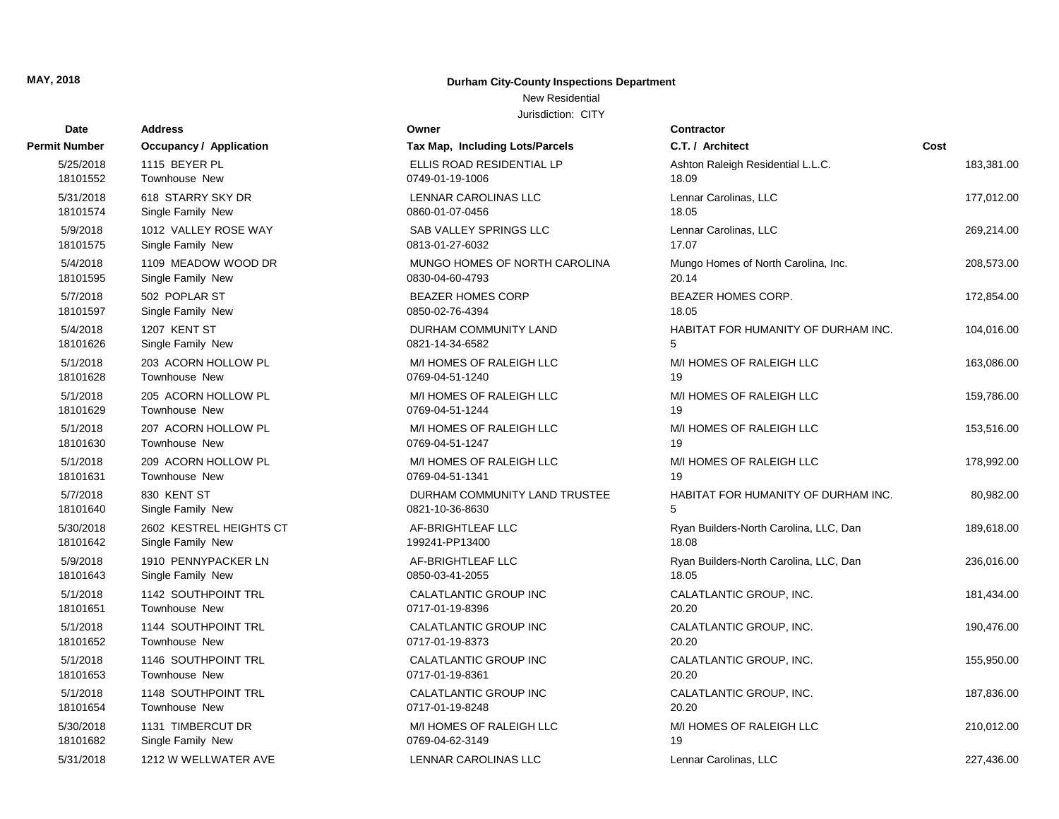**MAY, 2018**

**Durham City-County Inspections Department**

New Residential

Jurisdiction: CITY

| Date / Permit Number | Address / Occupancy / Application | Owner / Tax Map, Including Lots/Parcels | Contractor / C.T. / Architect | Cost |
|---|---|---|---|---|
| 5/25/2018<br>18101552 | 1115 BEYER PL<br>Townhouse New | ELLIS ROAD RESIDENTIAL LP<br>0749-01-19-1006 | Ashton Raleigh Residential L.L.C.<br>18.09 | 183,381.00 |
| 5/31/2018<br>18101574 | 618 STARRY SKY DR<br>Single Family New | LENNAR CAROLINAS LLC<br>0860-01-07-0456 | Lennar Carolinas, LLC<br>18.05 | 177,012.00 |
| 5/9/2018<br>18101575 | 1012 VALLEY ROSE WAY<br>Single Family New | SAB VALLEY SPRINGS LLC<br>0813-01-27-6032 | Lennar Carolinas, LLC<br>17.07 | 269,214.00 |
| 5/4/2018<br>18101595 | 1109 MEADOW WOOD DR<br>Single Family New | MUNGO HOMES OF NORTH CAROLINA<br>0830-04-60-4793 | Mungo Homes of North Carolina, Inc.<br>20.14 | 208,573.00 |
| 5/7/2018<br>18101597 | 502 POPLAR ST<br>Single Family New | BEAZER HOMES CORP<br>0850-02-76-4394 | BEAZER HOMES CORP.<br>18.05 | 172,854.00 |
| 5/4/2018<br>18101626 | 1207 KENT ST<br>Single Family New | DURHAM COMMUNITY LAND<br>0821-14-34-6582 | HABITAT FOR HUMANITY OF DURHAM INC.<br>5 | 104,016.00 |
| 5/1/2018<br>18101628 | 203 ACORN HOLLOW PL<br>Townhouse New | M/I HOMES OF RALEIGH LLC<br>0769-04-51-1240 | M/I HOMES OF RALEIGH LLC<br>19 | 163,086.00 |
| 5/1/2018<br>18101629 | 205 ACORN HOLLOW PL<br>Townhouse New | M/I HOMES OF RALEIGH LLC<br>0769-04-51-1244 | M/I HOMES OF RALEIGH LLC<br>19 | 159,786.00 |
| 5/1/2018<br>18101630 | 207 ACORN HOLLOW PL<br>Townhouse New | M/I HOMES OF RALEIGH LLC<br>0769-04-51-1247 | M/I HOMES OF RALEIGH LLC<br>19 | 153,516.00 |
| 5/1/2018<br>18101631 | 209 ACORN HOLLOW PL<br>Townhouse New | M/I HOMES OF RALEIGH LLC<br>0769-04-51-1341 | M/I HOMES OF RALEIGH LLC<br>19 | 178,992.00 |
| 5/7/2018<br>18101640 | 830 KENT ST<br>Single Family New | DURHAM COMMUNITY LAND TRUSTEE<br>0821-10-36-8630 | HABITAT FOR HUMANITY OF DURHAM INC.<br>5 | 80,982.00 |
| 5/30/2018<br>18101642 | 2602 KESTREL HEIGHTS CT<br>Single Family New | AF-BRIGHTLEAF LLC<br>199241-PP13400 | Ryan Builders-North Carolina, LLC, Dan<br>18.08 | 189,618.00 |
| 5/9/2018<br>18101643 | 1910 PENNYPACKER LN<br>Single Family New | AF-BRIGHTLEAF LLC<br>0850-03-41-2055 | Ryan Builders-North Carolina, LLC, Dan<br>18.05 | 236,016.00 |
| 5/1/2018<br>18101651 | 1142 SOUTHPOINT TRL<br>Townhouse New | CALATLANTIC GROUP INC<br>0717-01-19-8396 | CALATLANTIC GROUP, INC.<br>20.20 | 181,434.00 |
| 5/1/2018<br>18101652 | 1144 SOUTHPOINT TRL<br>Townhouse New | CALATLANTIC GROUP INC<br>0717-01-19-8373 | CALATLANTIC GROUP, INC.<br>20.20 | 190,476.00 |
| 5/1/2018<br>18101653 | 1146 SOUTHPOINT TRL<br>Townhouse New | CALATLANTIC GROUP INC<br>0717-01-19-8361 | CALATLANTIC GROUP, INC.<br>20.20 | 155,950.00 |
| 5/1/2018<br>18101654 | 1148 SOUTHPOINT TRL<br>Townhouse New | CALATLANTIC GROUP INC<br>0717-01-19-8248 | CALATLANTIC GROUP, INC.<br>20.20 | 187,836.00 |
| 5/30/2018<br>18101682 | 1131 TIMBERCUT DR<br>Single Family New | M/I HOMES OF RALEIGH LLC<br>0769-04-62-3149 | M/I HOMES OF RALEIGH LLC<br>19 | 210,012.00 |
| 5/31/2018 | 1212 W WELLWATER AVE | LENNAR CAROLINAS LLC | Lennar Carolinas, LLC | 227,436.00 |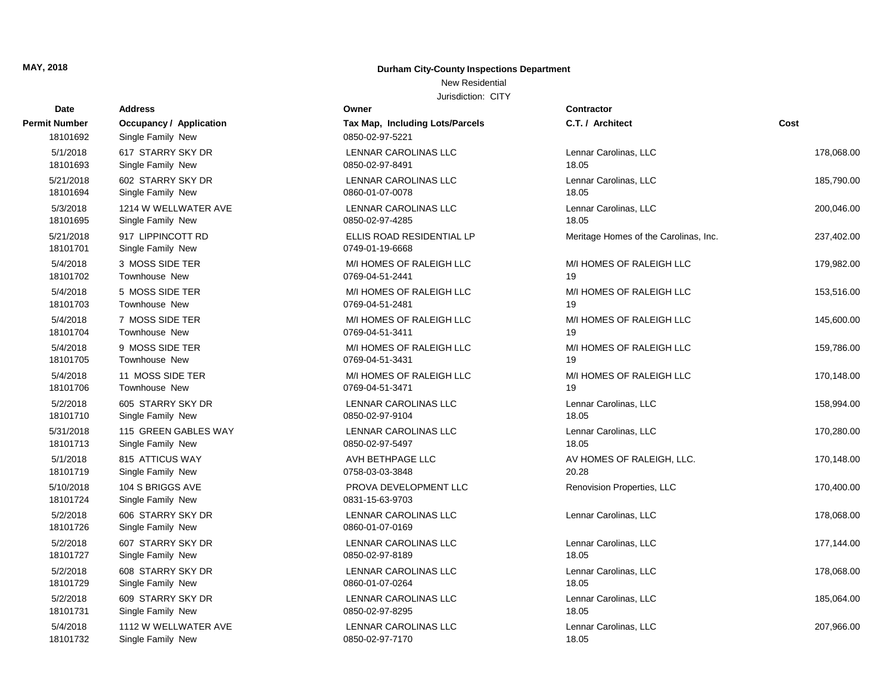**MAY, 2018**

**Durham City-County Inspections Department**

New Residential

Jurisdiction: CITY

| Date | Permit Number | Address | Occupancy / Application | Owner | Tax Map, Including Lots/Parcels | Contractor | C.T. / Architect | Cost |
|---|---|---|---|---|---|---|---|---|
| | 18101692 | | Single Family New | | 0850-02-97-5221 | | | |
| 5/1/2018 | 18101693 | 617 STARRY SKY DR | Single Family New | LENNAR CAROLINAS LLC | 0850-02-97-8491 | Lennar Carolinas, LLC | 18.05 | 178,068.00 |
| 5/21/2018 | 18101694 | 602 STARRY SKY DR | Single Family New | LENNAR CAROLINAS LLC | 0860-01-07-0078 | Lennar Carolinas, LLC | 18.05 | 185,790.00 |
| 5/3/2018 | 18101695 | 1214 W WELLWATER AVE | Single Family New | LENNAR CAROLINAS LLC | 0850-02-97-4285 | Lennar Carolinas, LLC | 18.05 | 200,046.00 |
| 5/21/2018 | 18101701 | 917 LIPPINCOTT RD | Single Family New | ELLIS ROAD RESIDENTIAL LP | 0749-01-19-6668 | Meritage Homes of the Carolinas, Inc. | | 237,402.00 |
| 5/4/2018 | 18101702 | 3 MOSS SIDE TER | Townhouse New | M/I HOMES OF RALEIGH LLC | 0769-04-51-2441 | M/I HOMES OF RALEIGH LLC | 19 | 179,982.00 |
| 5/4/2018 | 18101703 | 5 MOSS SIDE TER | Townhouse New | M/I HOMES OF RALEIGH LLC | 0769-04-51-2481 | M/I HOMES OF RALEIGH LLC | 19 | 153,516.00 |
| 5/4/2018 | 18101704 | 7 MOSS SIDE TER | Townhouse New | M/I HOMES OF RALEIGH LLC | 0769-04-51-3411 | M/I HOMES OF RALEIGH LLC | 19 | 145,600.00 |
| 5/4/2018 | 18101705 | 9 MOSS SIDE TER | Townhouse New | M/I HOMES OF RALEIGH LLC | 0769-04-51-3431 | M/I HOMES OF RALEIGH LLC | 19 | 159,786.00 |
| 5/4/2018 | 18101706 | 11 MOSS SIDE TER | Townhouse New | M/I HOMES OF RALEIGH LLC | 0769-04-51-3471 | M/I HOMES OF RALEIGH LLC | 19 | 170,148.00 |
| 5/2/2018 | 18101710 | 605 STARRY SKY DR | Single Family New | LENNAR CAROLINAS LLC | 0850-02-97-9104 | Lennar Carolinas, LLC | 18.05 | 158,994.00 |
| 5/31/2018 | 18101713 | 115 GREEN GABLES WAY | Single Family New | LENNAR CAROLINAS LLC | 0850-02-97-5497 | Lennar Carolinas, LLC | 18.05 | 170,280.00 |
| 5/1/2018 | 18101719 | 815 ATTICUS WAY | Single Family New | AVH BETHPAGE LLC | 0758-03-03-3848 | AV HOMES OF RALEIGH, LLC. | 20.28 | 170,148.00 |
| 5/10/2018 | 18101724 | 104 S BRIGGS AVE | Single Family New | PROVA DEVELOPMENT LLC | 0831-15-63-9703 | Renovision Properties, LLC | | 170,400.00 |
| 5/2/2018 | 18101726 | 606 STARRY SKY DR | Single Family New | LENNAR CAROLINAS LLC | 0860-01-07-0169 | Lennar Carolinas, LLC | | 178,068.00 |
| 5/2/2018 | 18101727 | 607 STARRY SKY DR | Single Family New | LENNAR CAROLINAS LLC | 0850-02-97-8189 | Lennar Carolinas, LLC | 18.05 | 177,144.00 |
| 5/2/2018 | 18101729 | 608 STARRY SKY DR | Single Family New | LENNAR CAROLINAS LLC | 0860-01-07-0264 | Lennar Carolinas, LLC | 18.05 | 178,068.00 |
| 5/2/2018 | 18101731 | 609 STARRY SKY DR | Single Family New | LENNAR CAROLINAS LLC | 0850-02-97-8295 | Lennar Carolinas, LLC | 18.05 | 185,064.00 |
| 5/4/2018 | 18101732 | 1112 W WELLWATER AVE | Single Family New | LENNAR CAROLINAS LLC | 0850-02-97-7170 | Lennar Carolinas, LLC | 18.05 | 207,966.00 |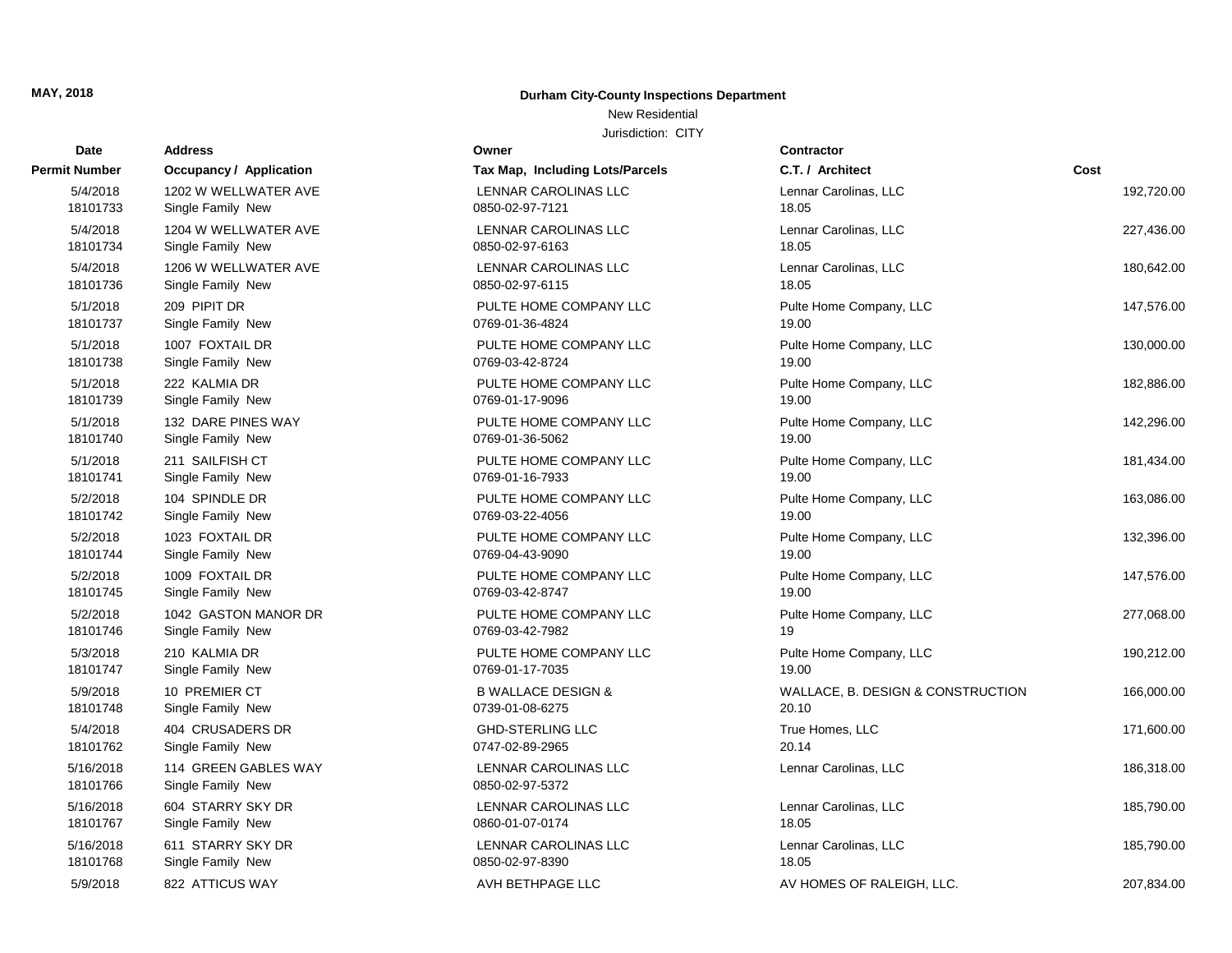**MAY, 2018**

**Durham City-County Inspections Department**

New Residential

Jurisdiction: CITY

| Date<br>Permit Number | Address<br>Occupancy / Application | Owner<br>Tax Map, Including Lots/Parcels | Contractor<br>C.T. / Architect | Cost |
|---|---|---|---|---|
| 5/4/2018<br>18101733 | 1202 W WELLWATER AVE<br>Single Family New | LENNAR CAROLINAS LLC<br>0850-02-97-7121 | Lennar Carolinas, LLC<br>18.05 | 192,720.00 |
| 5/4/2018<br>18101734 | 1204 W WELLWATER AVE<br>Single Family New | LENNAR CAROLINAS LLC<br>0850-02-97-6163 | Lennar Carolinas, LLC<br>18.05 | 227,436.00 |
| 5/4/2018<br>18101736 | 1206 W WELLWATER AVE<br>Single Family New | LENNAR CAROLINAS LLC<br>0850-02-97-6115 | Lennar Carolinas, LLC<br>18.05 | 180,642.00 |
| 5/1/2018<br>18101737 | 209 PIPIT DR<br>Single Family New | PULTE HOME COMPANY LLC<br>0769-01-36-4824 | Pulte Home Company, LLC<br>19.00 | 147,576.00 |
| 5/1/2018<br>18101738 | 1007 FOXTAIL DR<br>Single Family New | PULTE HOME COMPANY LLC<br>0769-03-42-8724 | Pulte Home Company, LLC<br>19.00 | 130,000.00 |
| 5/1/2018<br>18101739 | 222 KALMIA DR<br>Single Family New | PULTE HOME COMPANY LLC<br>0769-01-17-9096 | Pulte Home Company, LLC<br>19.00 | 182,886.00 |
| 5/1/2018<br>18101740 | 132 DARE PINES WAY<br>Single Family New | PULTE HOME COMPANY LLC<br>0769-01-36-5062 | Pulte Home Company, LLC<br>19.00 | 142,296.00 |
| 5/1/2018<br>18101741 | 211 SAILFISH CT<br>Single Family New | PULTE HOME COMPANY LLC<br>0769-01-16-7933 | Pulte Home Company, LLC<br>19.00 | 181,434.00 |
| 5/2/2018<br>18101742 | 104 SPINDLE DR<br>Single Family New | PULTE HOME COMPANY LLC<br>0769-03-22-4056 | Pulte Home Company, LLC<br>19.00 | 163,086.00 |
| 5/2/2018<br>18101744 | 1023 FOXTAIL DR<br>Single Family New | PULTE HOME COMPANY LLC<br>0769-04-43-9090 | Pulte Home Company, LLC<br>19.00 | 132,396.00 |
| 5/2/2018<br>18101745 | 1009 FOXTAIL DR<br>Single Family New | PULTE HOME COMPANY LLC<br>0769-03-42-8747 | Pulte Home Company, LLC<br>19.00 | 147,576.00 |
| 5/2/2018<br>18101746 | 1042 GASTON MANOR DR<br>Single Family New | PULTE HOME COMPANY LLC<br>0769-03-42-7982 | Pulte Home Company, LLC<br>19 | 277,068.00 |
| 5/3/2018<br>18101747 | 210 KALMIA DR<br>Single Family New | PULTE HOME COMPANY LLC<br>0769-01-17-7035 | Pulte Home Company, LLC<br>19.00 | 190,212.00 |
| 5/9/2018<br>18101748 | 10 PREMIER CT<br>Single Family New | B WALLACE DESIGN &<br>0739-01-08-6275 | WALLACE, B. DESIGN & CONSTRUCTION<br>20.10 | 166,000.00 |
| 5/4/2018<br>18101762 | 404 CRUSADERS DR<br>Single Family New | GHD-STERLING LLC<br>0747-02-89-2965 | True Homes, LLC<br>20.14 | 171,600.00 |
| 5/16/2018<br>18101766 | 114 GREEN GABLES WAY<br>Single Family New | LENNAR CAROLINAS LLC<br>0850-02-97-5372 | Lennar Carolinas, LLC | 186,318.00 |
| 5/16/2018<br>18101767 | 604 STARRY SKY DR<br>Single Family New | LENNAR CAROLINAS LLC<br>0860-01-07-0174 | Lennar Carolinas, LLC<br>18.05 | 185,790.00 |
| 5/16/2018<br>18101768 | 611 STARRY SKY DR<br>Single Family New | LENNAR CAROLINAS LLC<br>0850-02-97-8390 | Lennar Carolinas, LLC<br>18.05 | 185,790.00 |
| 5/9/2018 | 822 ATTICUS WAY | AVH BETHPAGE LLC | AV HOMES OF RALEIGH, LLC. | 207,834.00 |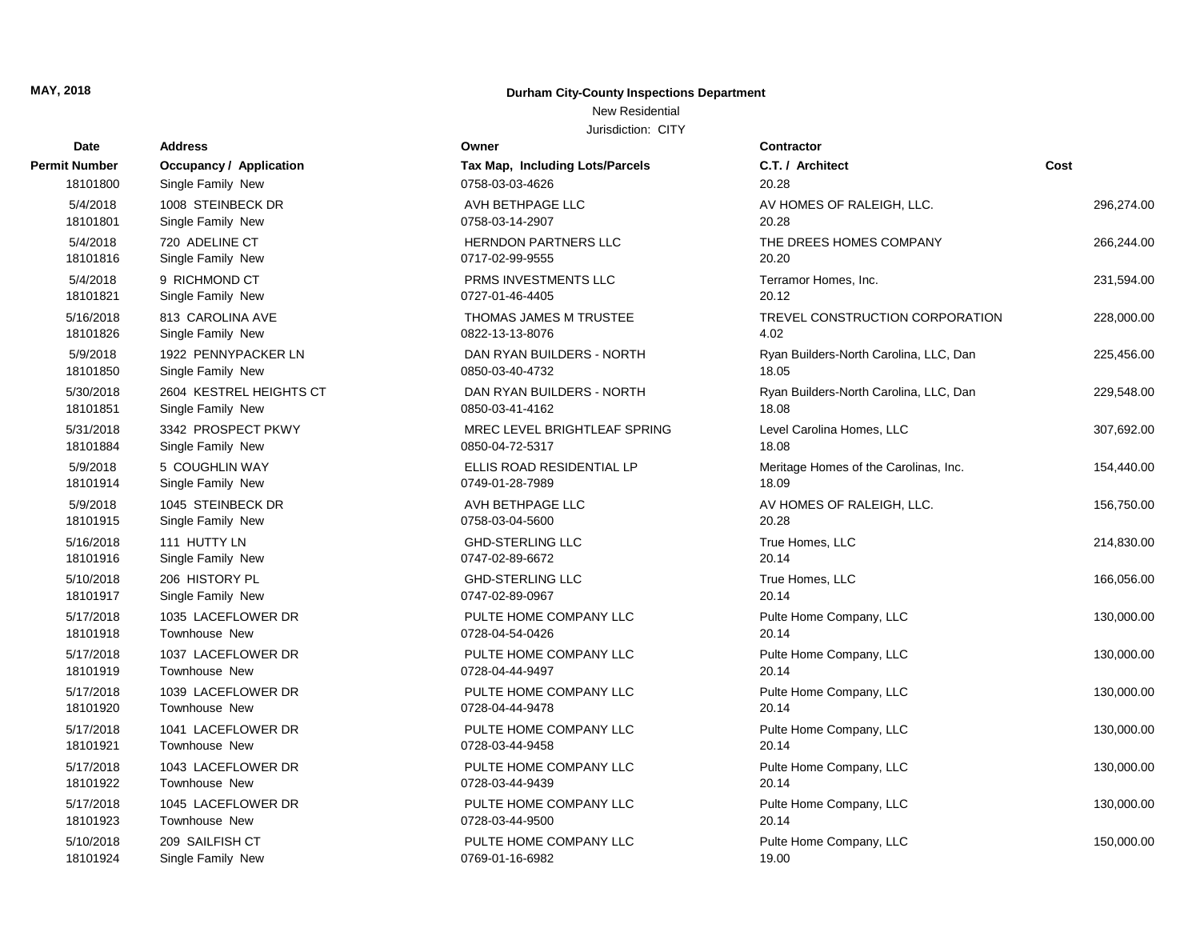**MAY, 2018**

**Durham City-County Inspections Department**

New Residential

Jurisdiction: CITY

| Date / Permit Number | Address / Occupancy / Application | Owner / Tax Map, Including Lots/Parcels | Contractor / C.T. / Architect | Cost |
|---|---|---|---|---|
| 18101800 | Single Family New | 0758-03-03-4626 | 20.28 | |
| 5/4/2018 | 1008 STEINBECK DR | AVH BETHPAGE LLC | AV HOMES OF RALEIGH, LLC. | 296,274.00 |
| 18101801 | Single Family New | 0758-03-14-2907 | 20.28 | |
| 5/4/2018 | 720 ADELINE CT | HERNDON PARTNERS LLC | THE DREES HOMES COMPANY | 266,244.00 |
| 18101816 | Single Family New | 0717-02-99-9555 | 20.20 | |
| 5/4/2018 | 9 RICHMOND CT | PRMS INVESTMENTS LLC | Terramor Homes, Inc. | 231,594.00 |
| 18101821 | Single Family New | 0727-01-46-4405 | 20.12 | |
| 5/16/2018 | 813 CAROLINA AVE | THOMAS JAMES M TRUSTEE | TREVEL CONSTRUCTION CORPORATION | 228,000.00 |
| 18101826 | Single Family New | 0822-13-13-8076 | 4.02 | |
| 5/9/2018 | 1922 PENNYPACKER LN | DAN RYAN BUILDERS - NORTH | Ryan Builders-North Carolina, LLC, Dan | 225,456.00 |
| 18101850 | Single Family New | 0850-03-40-4732 | 18.05 | |
| 5/30/2018 | 2604 KESTREL HEIGHTS CT | DAN RYAN BUILDERS - NORTH | Ryan Builders-North Carolina, LLC, Dan | 229,548.00 |
| 18101851 | Single Family New | 0850-03-41-4162 | 18.08 | |
| 5/31/2018 | 3342 PROSPECT PKWY | MREC LEVEL BRIGHTLEAF SPRING | Level Carolina Homes, LLC | 307,692.00 |
| 18101884 | Single Family New | 0850-04-72-5317 | 18.08 | |
| 5/9/2018 | 5 COUGHLIN WAY | ELLIS ROAD RESIDENTIAL LP | Meritage Homes of the Carolinas, Inc. | 154,440.00 |
| 18101914 | Single Family New | 0749-01-28-7989 | 18.09 | |
| 5/9/2018 | 1045 STEINBECK DR | AVH BETHPAGE LLC | AV HOMES OF RALEIGH, LLC. | 156,750.00 |
| 18101915 | Single Family New | 0758-03-04-5600 | 20.28 | |
| 5/16/2018 | 111 HUTTY LN | GHD-STERLING LLC | True Homes, LLC | 214,830.00 |
| 18101916 | Single Family New | 0747-02-89-6672 | 20.14 | |
| 5/10/2018 | 206 HISTORY PL | GHD-STERLING LLC | True Homes, LLC | 166,056.00 |
| 18101917 | Single Family New | 0747-02-89-0967 | 20.14 | |
| 5/17/2018 | 1035 LACEFLOWER DR | PULTE HOME COMPANY LLC | Pulte Home Company, LLC | 130,000.00 |
| 18101918 | Townhouse New | 0728-04-54-0426 | 20.14 | |
| 5/17/2018 | 1037 LACEFLOWER DR | PULTE HOME COMPANY LLC | Pulte Home Company, LLC | 130,000.00 |
| 18101919 | Townhouse New | 0728-04-44-9497 | 20.14 | |
| 5/17/2018 | 1039 LACEFLOWER DR | PULTE HOME COMPANY LLC | Pulte Home Company, LLC | 130,000.00 |
| 18101920 | Townhouse New | 0728-04-44-9478 | 20.14 | |
| 5/17/2018 | 1041 LACEFLOWER DR | PULTE HOME COMPANY LLC | Pulte Home Company, LLC | 130,000.00 |
| 18101921 | Townhouse New | 0728-03-44-9458 | 20.14 | |
| 5/17/2018 | 1043 LACEFLOWER DR | PULTE HOME COMPANY LLC | Pulte Home Company, LLC | 130,000.00 |
| 18101922 | Townhouse New | 0728-03-44-9439 | 20.14 | |
| 5/17/2018 | 1045 LACEFLOWER DR | PULTE HOME COMPANY LLC | Pulte Home Company, LLC | 130,000.00 |
| 18101923 | Townhouse New | 0728-03-44-9500 | 20.14 | |
| 5/10/2018 | 209 SAILFISH CT | PULTE HOME COMPANY LLC | Pulte Home Company, LLC | 150,000.00 |
| 18101924 | Single Family New | 0769-01-16-6982 | 19.00 | |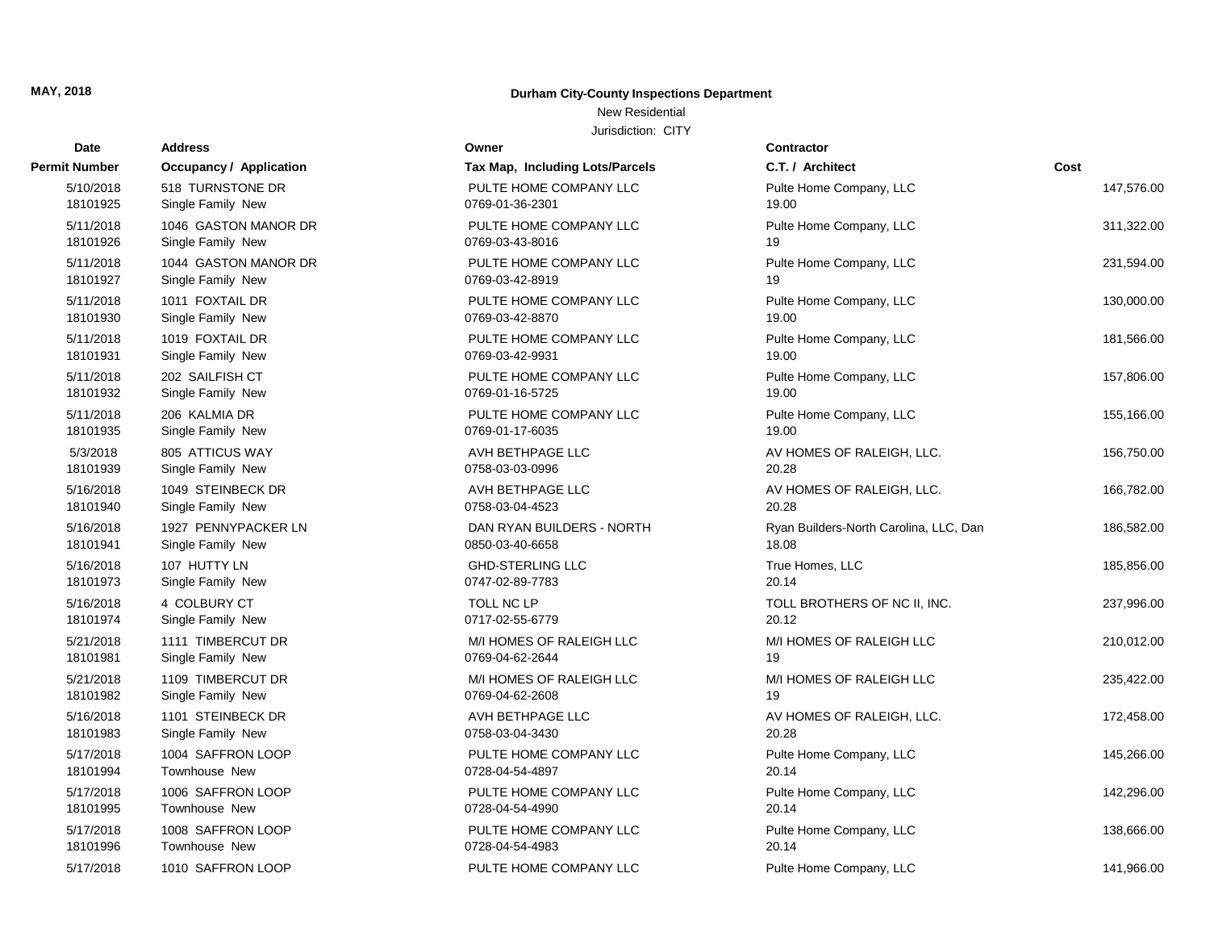**MAY, 2018**

**Durham City-County Inspections Department**

New Residential

Jurisdiction: CITY

| Date / Permit Number | Address / Occupancy / Application | Owner / Tax Map, Including Lots/Parcels | Contractor / C.T. / Architect | Cost |
|---|---|---|---|---|
| 5/10/2018<br>18101925 | 518 TURNSTONE DR<br>Single Family New | PULTE HOME COMPANY LLC<br>0769-01-36-2301 | Pulte Home Company, LLC<br>19.00 | 147,576.00 |
| 5/11/2018<br>18101926 | 1046 GASTON MANOR DR<br>Single Family New | PULTE HOME COMPANY LLC<br>0769-03-43-8016 | Pulte Home Company, LLC<br>19 | 311,322.00 |
| 5/11/2018<br>18101927 | 1044 GASTON MANOR DR<br>Single Family New | PULTE HOME COMPANY LLC<br>0769-03-42-8919 | Pulte Home Company, LLC<br>19 | 231,594.00 |
| 5/11/2018<br>18101930 | 1011 FOXTAIL DR<br>Single Family New | PULTE HOME COMPANY LLC<br>0769-03-42-8870 | Pulte Home Company, LLC<br>19.00 | 130,000.00 |
| 5/11/2018<br>18101931 | 1019 FOXTAIL DR<br>Single Family New | PULTE HOME COMPANY LLC<br>0769-03-42-9931 | Pulte Home Company, LLC<br>19.00 | 181,566.00 |
| 5/11/2018<br>18101932 | 202 SAILFISH CT<br>Single Family New | PULTE HOME COMPANY LLC<br>0769-01-16-5725 | Pulte Home Company, LLC<br>19.00 | 157,806.00 |
| 5/11/2018<br>18101935 | 206 KALMIA DR<br>Single Family New | PULTE HOME COMPANY LLC<br>0769-01-17-6035 | Pulte Home Company, LLC<br>19.00 | 155,166.00 |
| 5/3/2018<br>18101939 | 805 ATTICUS WAY<br>Single Family New | AVH BETHPAGE LLC<br>0758-03-03-0996 | AV HOMES OF RALEIGH, LLC.<br>20.28 | 156,750.00 |
| 5/16/2018<br>18101940 | 1049 STEINBECK DR<br>Single Family New | AVH BETHPAGE LLC<br>0758-03-04-4523 | AV HOMES OF RALEIGH, LLC.<br>20.28 | 166,782.00 |
| 5/16/2018<br>18101941 | 1927 PENNYPACKER LN<br>Single Family New | DAN RYAN BUILDERS - NORTH<br>0850-03-40-6658 | Ryan Builders-North Carolina, LLC, Dan<br>18.08 | 186,582.00 |
| 5/16/2018<br>18101973 | 107 HUTTY LN<br>Single Family New | GHD-STERLING LLC<br>0747-02-89-7783 | True Homes, LLC<br>20.14 | 185,856.00 |
| 5/16/2018<br>18101974 | 4 COLBURY CT<br>Single Family New | TOLL NC LP<br>0717-02-55-6779 | TOLL BROTHERS OF NC II, INC.<br>20.12 | 237,996.00 |
| 5/21/2018<br>18101981 | 1111 TIMBERCUT DR<br>Single Family New | M/I HOMES OF RALEIGH LLC<br>0769-04-62-2644 | M/I HOMES OF RALEIGH LLC<br>19 | 210,012.00 |
| 5/21/2018<br>18101982 | 1109 TIMBERCUT DR<br>Single Family New | M/I HOMES OF RALEIGH LLC<br>0769-04-62-2608 | M/I HOMES OF RALEIGH LLC<br>19 | 235,422.00 |
| 5/16/2018<br>18101983 | 1101 STEINBECK DR<br>Single Family New | AVH BETHPAGE LLC<br>0758-03-04-3430 | AV HOMES OF RALEIGH, LLC.<br>20.28 | 172,458.00 |
| 5/17/2018<br>18101994 | 1004 SAFFRON LOOP<br>Townhouse New | PULTE HOME COMPANY LLC<br>0728-04-54-4897 | Pulte Home Company, LLC<br>20.14 | 145,266.00 |
| 5/17/2018<br>18101995 | 1006 SAFFRON LOOP<br>Townhouse New | PULTE HOME COMPANY LLC<br>0728-04-54-4990 | Pulte Home Company, LLC<br>20.14 | 142,296.00 |
| 5/17/2018<br>18101996 | 1008 SAFFRON LOOP<br>Townhouse New | PULTE HOME COMPANY LLC<br>0728-04-54-4983 | Pulte Home Company, LLC<br>20.14 | 138,666.00 |
| 5/17/2018 | 1010 SAFFRON LOOP | PULTE HOME COMPANY LLC | Pulte Home Company, LLC | 141,966.00 |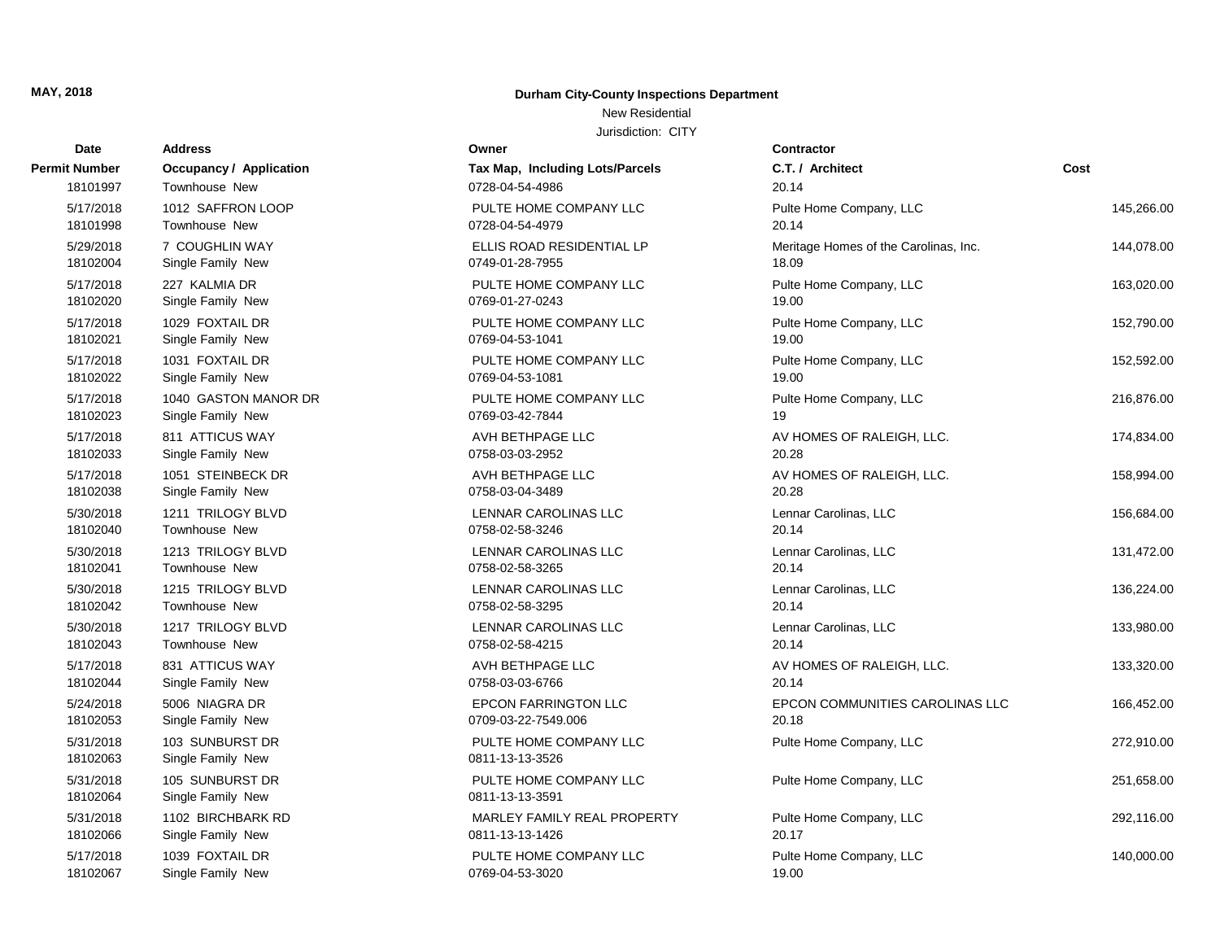**MAY, 2018**

**Durham City-County Inspections Department**

New Residential

Jurisdiction: CITY

| Date / Permit Number | Address / Occupancy / Application | Owner / Tax Map, Including Lots/Parcels | Contractor / C.T. / Architect | Cost |
|---|---|---|---|---|
| 18101997 | Townhouse New | 0728-04-54-4986 | 20.14 | |
| 5/17/2018 | 1012 SAFFRON LOOP | PULTE HOME COMPANY LLC | Pulte Home Company, LLC | 145,266.00 |
| 18101998 | Townhouse New | 0728-04-54-4979 | 20.14 | |
| 5/29/2018 | 7 COUGHLIN WAY | ELLIS ROAD RESIDENTIAL LP | Meritage Homes of the Carolinas, Inc. | 144,078.00 |
| 18102004 | Single Family New | 0749-01-28-7955 | 18.09 | |
| 5/17/2018 | 227 KALMIA DR | PULTE HOME COMPANY LLC | Pulte Home Company, LLC | 163,020.00 |
| 18102020 | Single Family New | 0769-01-27-0243 | 19.00 | |
| 5/17/2018 | 1029 FOXTAIL DR | PULTE HOME COMPANY LLC | Pulte Home Company, LLC | 152,790.00 |
| 18102021 | Single Family New | 0769-04-53-1041 | 19.00 | |
| 5/17/2018 | 1031 FOXTAIL DR | PULTE HOME COMPANY LLC | Pulte Home Company, LLC | 152,592.00 |
| 18102022 | Single Family New | 0769-04-53-1081 | 19.00 | |
| 5/17/2018 | 1040 GASTON MANOR DR | PULTE HOME COMPANY LLC | Pulte Home Company, LLC | 216,876.00 |
| 18102023 | Single Family New | 0769-03-42-7844 | 19 | |
| 5/17/2018 | 811 ATTICUS WAY | AVH BETHPAGE LLC | AV HOMES OF RALEIGH, LLC. | 174,834.00 |
| 18102033 | Single Family New | 0758-03-03-2952 | 20.28 | |
| 5/17/2018 | 1051 STEINBECK DR | AVH BETHPAGE LLC | AV HOMES OF RALEIGH, LLC. | 158,994.00 |
| 18102038 | Single Family New | 0758-03-04-3489 | 20.28 | |
| 5/30/2018 | 1211 TRILOGY BLVD | LENNAR CAROLINAS LLC | Lennar Carolinas, LLC | 156,684.00 |
| 18102040 | Townhouse New | 0758-02-58-3246 | 20.14 | |
| 5/30/2018 | 1213 TRILOGY BLVD | LENNAR CAROLINAS LLC | Lennar Carolinas, LLC | 131,472.00 |
| 18102041 | Townhouse New | 0758-02-58-3265 | 20.14 | |
| 5/30/2018 | 1215 TRILOGY BLVD | LENNAR CAROLINAS LLC | Lennar Carolinas, LLC | 136,224.00 |
| 18102042 | Townhouse New | 0758-02-58-3295 | 20.14 | |
| 5/30/2018 | 1217 TRILOGY BLVD | LENNAR CAROLINAS LLC | Lennar Carolinas, LLC | 133,980.00 |
| 18102043 | Townhouse New | 0758-02-58-4215 | 20.14 | |
| 5/17/2018 | 831 ATTICUS WAY | AVH BETHPAGE LLC | AV HOMES OF RALEIGH, LLC. | 133,320.00 |
| 18102044 | Single Family New | 0758-03-03-6766 | 20.14 | |
| 5/24/2018 | 5006 NIAGRA DR | EPCON FARRINGTON LLC | EPCON COMMUNITIES CAROLINAS LLC | 166,452.00 |
| 18102053 | Single Family New | 0709-03-22-7549.006 | 20.18 | |
| 5/31/2018 | 103 SUNBURST DR | PULTE HOME COMPANY LLC | Pulte Home Company, LLC | 272,910.00 |
| 18102063 | Single Family New | 0811-13-13-3526 | | |
| 5/31/2018 | 105 SUNBURST DR | PULTE HOME COMPANY LLC | Pulte Home Company, LLC | 251,658.00 |
| 18102064 | Single Family New | 0811-13-13-3591 | | |
| 5/31/2018 | 1102 BIRCHBARK RD | MARLEY FAMILY REAL PROPERTY | Pulte Home Company, LLC | 292,116.00 |
| 18102066 | Single Family New | 0811-13-13-1426 | 20.17 | |
| 5/17/2018 | 1039 FOXTAIL DR | PULTE HOME COMPANY LLC | Pulte Home Company, LLC | 140,000.00 |
| 18102067 | Single Family New | 0769-04-53-3020 | 19.00 | |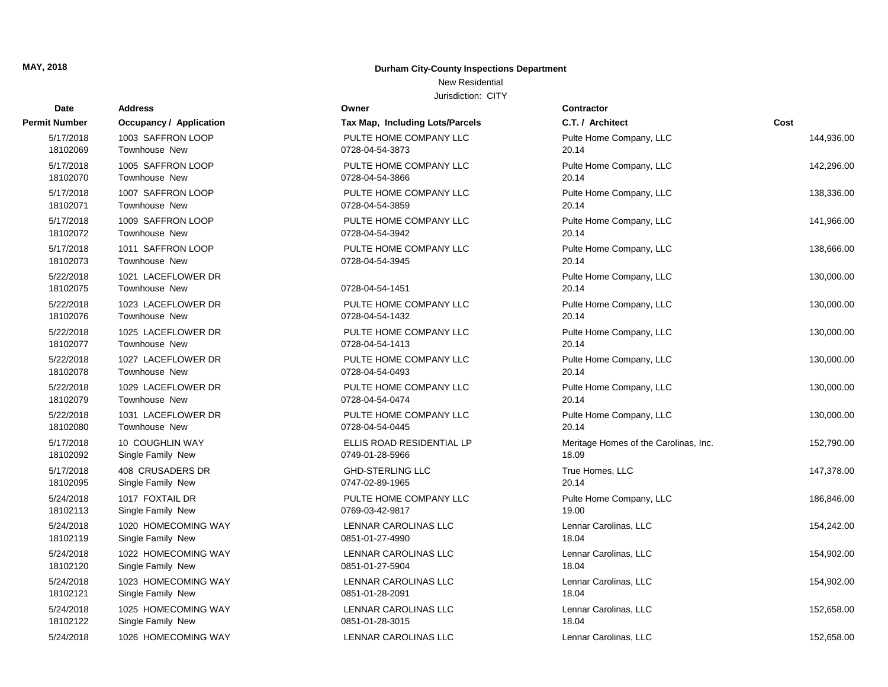**MAY, 2018**

**Durham City-County Inspections Department**

New Residential

Jurisdiction: CITY

| Date / Permit Number | Address / Occupancy / Application | Owner / Tax Map, Including Lots/Parcels | Contractor / C.T. / Architect | Cost |
|---|---|---|---|---|
| 5/17/2018<br>18102069 | 1003 SAFFRON LOOP<br>Townhouse New | PULTE HOME COMPANY LLC<br>0728-04-54-3873 | Pulte Home Company, LLC<br>20.14 | 144,936.00 |
| 5/17/2018<br>18102070 | 1005 SAFFRON LOOP<br>Townhouse New | PULTE HOME COMPANY LLC<br>0728-04-54-3866 | Pulte Home Company, LLC<br>20.14 | 142,296.00 |
| 5/17/2018<br>18102071 | 1007 SAFFRON LOOP<br>Townhouse New | PULTE HOME COMPANY LLC<br>0728-04-54-3859 | Pulte Home Company, LLC<br>20.14 | 138,336.00 |
| 5/17/2018<br>18102072 | 1009 SAFFRON LOOP<br>Townhouse New | PULTE HOME COMPANY LLC<br>0728-04-54-3942 | Pulte Home Company, LLC<br>20.14 | 141,966.00 |
| 5/17/2018<br>18102073 | 1011 SAFFRON LOOP<br>Townhouse New | PULTE HOME COMPANY LLC<br>0728-04-54-3945 | Pulte Home Company, LLC<br>20.14 | 138,666.00 |
| 5/22/2018<br>18102075 | 1021 LACEFLOWER DR<br>Townhouse New | 0728-04-54-1451 | Pulte Home Company, LLC<br>20.14 | 130,000.00 |
| 5/22/2018<br>18102076 | 1023 LACEFLOWER DR<br>Townhouse New | PULTE HOME COMPANY LLC<br>0728-04-54-1432 | Pulte Home Company, LLC<br>20.14 | 130,000.00 |
| 5/22/2018<br>18102077 | 1025 LACEFLOWER DR<br>Townhouse New | PULTE HOME COMPANY LLC<br>0728-04-54-1413 | Pulte Home Company, LLC<br>20.14 | 130,000.00 |
| 5/22/2018<br>18102078 | 1027 LACEFLOWER DR<br>Townhouse New | PULTE HOME COMPANY LLC<br>0728-04-54-0493 | Pulte Home Company, LLC<br>20.14 | 130,000.00 |
| 5/22/2018<br>18102079 | 1029 LACEFLOWER DR<br>Townhouse New | PULTE HOME COMPANY LLC<br>0728-04-54-0474 | Pulte Home Company, LLC<br>20.14 | 130,000.00 |
| 5/22/2018<br>18102080 | 1031 LACEFLOWER DR<br>Townhouse New | PULTE HOME COMPANY LLC<br>0728-04-54-0445 | Pulte Home Company, LLC<br>20.14 | 130,000.00 |
| 5/17/2018<br>18102092 | 10 COUGHLIN WAY<br>Single Family New | ELLIS ROAD RESIDENTIAL LP<br>0749-01-28-5966 | Meritage Homes of the Carolinas, Inc.<br>18.09 | 152,790.00 |
| 5/17/2018<br>18102095 | 408 CRUSADERS DR<br>Single Family New | GHD-STERLING LLC<br>0747-02-89-1965 | True Homes, LLC<br>20.14 | 147,378.00 |
| 5/24/2018<br>18102113 | 1017 FOXTAIL DR<br>Single Family New | PULTE HOME COMPANY LLC<br>0769-03-42-9817 | Pulte Home Company, LLC<br>19.00 | 186,846.00 |
| 5/24/2018<br>18102119 | 1020 HOMECOMING WAY<br>Single Family New | LENNAR CAROLINAS LLC<br>0851-01-27-4990 | Lennar Carolinas, LLC<br>18.04 | 154,242.00 |
| 5/24/2018<br>18102120 | 1022 HOMECOMING WAY<br>Single Family New | LENNAR CAROLINAS LLC<br>0851-01-27-5904 | Lennar Carolinas, LLC<br>18.04 | 154,902.00 |
| 5/24/2018<br>18102121 | 1023 HOMECOMING WAY<br>Single Family New | LENNAR CAROLINAS LLC<br>0851-01-28-2091 | Lennar Carolinas, LLC<br>18.04 | 154,902.00 |
| 5/24/2018<br>18102122 | 1025 HOMECOMING WAY<br>Single Family New | LENNAR CAROLINAS LLC<br>0851-01-28-3015 | Lennar Carolinas, LLC<br>18.04 | 152,658.00 |
| 5/24/2018 | 1026 HOMECOMING WAY | LENNAR CAROLINAS LLC | Lennar Carolinas, LLC | 152,658.00 |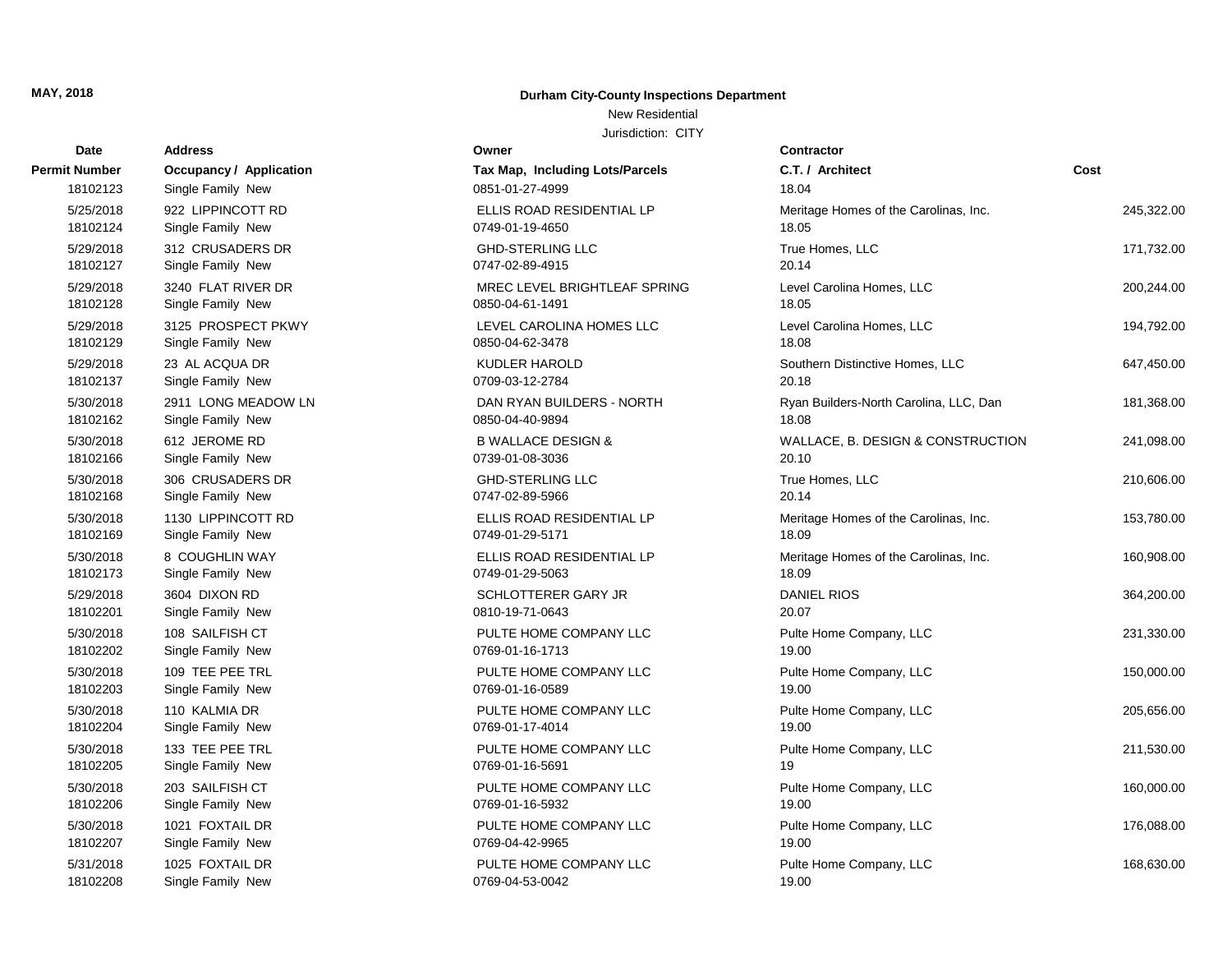**MAY, 2018**

**Durham City-County Inspections Department**

New Residential

Jurisdiction: CITY

| Date<br>Permit Number | Address<br>Occupancy / Application | Owner<br>Tax Map, Including Lots/Parcels | Contractor<br>C.T. / Architect | Cost |
|---|---|---|---|---|
| 18102123 | Single Family New | 0851-01-27-4999 | 18.04 | |
| 5/25/2018 | 922 LIPPINCOTT RD | ELLIS ROAD RESIDENTIAL LP | Meritage Homes of the Carolinas, Inc. | 245,322.00 |
| 18102124 | Single Family New | 0749-01-19-4650 | 18.05 | |
| 5/29/2018 | 312 CRUSADERS DR | GHD-STERLING LLC | True Homes, LLC | 171,732.00 |
| 18102127 | Single Family New | 0747-02-89-4915 | 20.14 | |
| 5/29/2018 | 3240 FLAT RIVER DR | MREC LEVEL BRIGHTLEAF SPRING | Level Carolina Homes, LLC | 200,244.00 |
| 18102128 | Single Family New | 0850-04-61-1491 | 18.05 | |
| 5/29/2018 | 3125 PROSPECT PKWY | LEVEL CAROLINA HOMES LLC | Level Carolina Homes, LLC | 194,792.00 |
| 18102129 | Single Family New | 0850-04-62-3478 | 18.08 | |
| 5/29/2018 | 23 AL ACQUA DR | KUDLER HAROLD | Southern Distinctive Homes, LLC | 647,450.00 |
| 18102137 | Single Family New | 0709-03-12-2784 | 20.18 | |
| 5/30/2018 | 2911 LONG MEADOW LN | DAN RYAN BUILDERS - NORTH | Ryan Builders-North Carolina, LLC, Dan | 181,368.00 |
| 18102162 | Single Family New | 0850-04-40-9894 | 18.08 | |
| 5/30/2018 | 612 JEROME RD | B WALLACE DESIGN & | WALLACE, B. DESIGN & CONSTRUCTION | 241,098.00 |
| 18102166 | Single Family New | 0739-01-08-3036 | 20.10 | |
| 5/30/2018 | 306 CRUSADERS DR | GHD-STERLING LLC | True Homes, LLC | 210,606.00 |
| 18102168 | Single Family New | 0747-02-89-5966 | 20.14 | |
| 5/30/2018 | 1130 LIPPINCOTT RD | ELLIS ROAD RESIDENTIAL LP | Meritage Homes of the Carolinas, Inc. | 153,780.00 |
| 18102169 | Single Family New | 0749-01-29-5171 | 18.09 | |
| 5/30/2018 | 8 COUGHLIN WAY | ELLIS ROAD RESIDENTIAL LP | Meritage Homes of the Carolinas, Inc. | 160,908.00 |
| 18102173 | Single Family New | 0749-01-29-5063 | 18.09 | |
| 5/29/2018 | 3604 DIXON RD | SCHLOTTERER GARY JR | DANIEL RIOS | 364,200.00 |
| 18102201 | Single Family New | 0810-19-71-0643 | 20.07 | |
| 5/30/2018 | 108 SAILFISH CT | PULTE HOME COMPANY LLC | Pulte Home Company, LLC | 231,330.00 |
| 18102202 | Single Family New | 0769-01-16-1713 | 19.00 | |
| 5/30/2018 | 109 TEE PEE TRL | PULTE HOME COMPANY LLC | Pulte Home Company, LLC | 150,000.00 |
| 18102203 | Single Family New | 0769-01-16-0589 | 19.00 | |
| 5/30/2018 | 110 KALMIA DR | PULTE HOME COMPANY LLC | Pulte Home Company, LLC | 205,656.00 |
| 18102204 | Single Family New | 0769-01-17-4014 | 19.00 | |
| 5/30/2018 | 133 TEE PEE TRL | PULTE HOME COMPANY LLC | Pulte Home Company, LLC | 211,530.00 |
| 18102205 | Single Family New | 0769-01-16-5691 | 19 | |
| 5/30/2018 | 203 SAILFISH CT | PULTE HOME COMPANY LLC | Pulte Home Company, LLC | 160,000.00 |
| 18102206 | Single Family New | 0769-01-16-5932 | 19.00 | |
| 5/30/2018 | 1021 FOXTAIL DR | PULTE HOME COMPANY LLC | Pulte Home Company, LLC | 176,088.00 |
| 18102207 | Single Family New | 0769-04-42-9965 | 19.00 | |
| 5/31/2018 | 1025 FOXTAIL DR | PULTE HOME COMPANY LLC | Pulte Home Company, LLC | 168,630.00 |
| 18102208 | Single Family New | 0769-04-53-0042 | 19.00 | |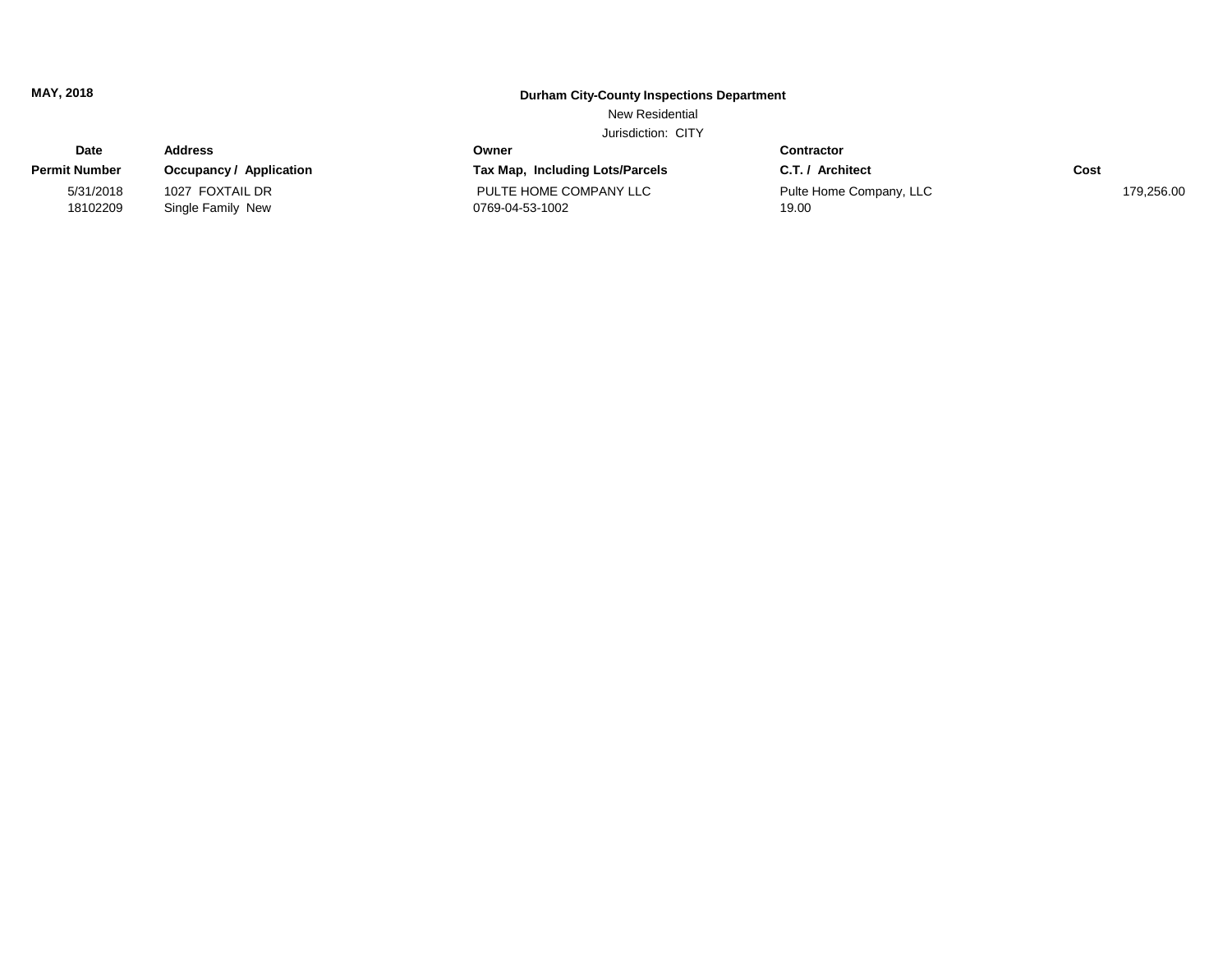MAY, 2018

**Durham City-County Inspections Department**

New Residential

Jurisdiction: CITY

| Date / Permit Number | Address / Occupancy / Application | Owner / Tax Map, Including Lots/Parcels | Contractor / C.T. / Architect | Cost |
|---|---|---|---|---|
| 5/31/2018<br>18102209 | 1027 FOXTAIL DR<br>Single Family New | PULTE HOME COMPANY LLC<br>0769-04-53-1002 | Pulte Home Company, LLC<br>19.00 | 179,256.00 |